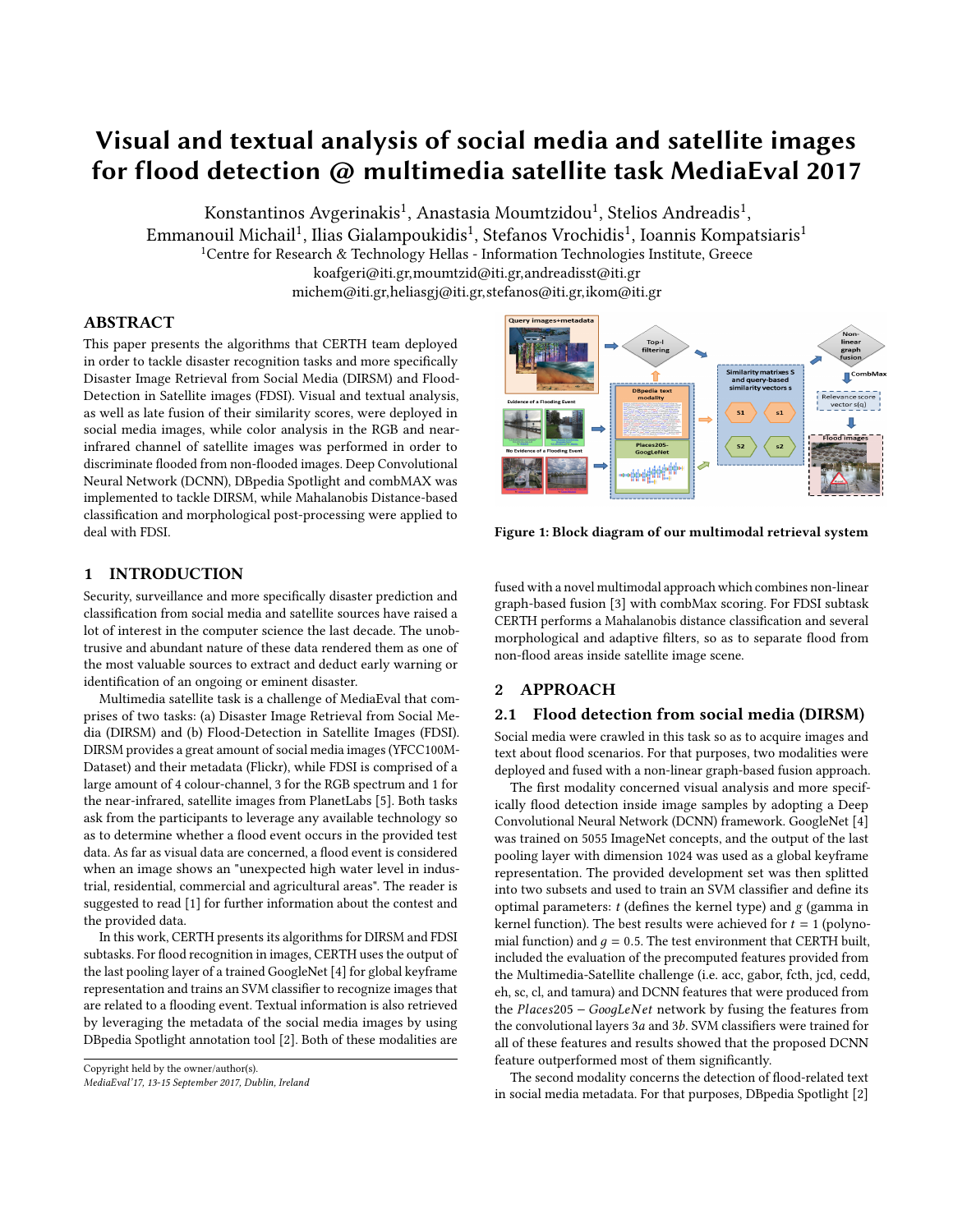# Visual and textual analysis of social media and satellite images for flood detection @ multimedia satellite task MediaEval 2017

Konstantinos Avgerinakis[1], Anastasia Moumtzidou[1], Stelios Andreadis[1], Emmanouil Michail[1], Ilias Gialampoukidis[1], Stefanos Vrochidis[1], Ioannis Kompatsiaris[1]

[1]Centre for Research & Technology Hellas - Information Technologies Institute, Greece

koafgeri@iti.gr,moumtzid@iti.gr,andreadisst@iti.gr
michem@iti.gr,heliasgj@iti.gr,stefanos@iti.gr,ikom@iti.gr

## ABSTRACT

This paper presents the algorithms that CERTH team deployed in order to tackle disaster recognition tasks and more specifically Disaster Image Retrieval from Social Media (DIRSM) and Flood-Detection in Satellite images (FDSI). Visual and textual analysis, as well as late fusion of their similarity scores, were deployed in social media images, while color analysis in the RGB and near-infrared channel of satellite images was performed in order to discriminate flooded from non-flooded images. Deep Convolutional Neural Network (DCNN), DBpedia Spotlight and combMAX was implemented to tackle DIRSM, while Mahalanobis Distance-based classification and morphological post-processing were applied to deal with FDSI.

## 1 INTRODUCTION

Security, surveillance and more specifically disaster prediction and classification from social media and satellite sources have raised a lot of interest in the computer science the last decade. The unobtrusive and abundant nature of these data rendered them as one of the most valuable sources to extract and deduct early warning or identification of an ongoing or eminent disaster.

Multimedia satellite task is a challenge of MediaEval that comprises of two tasks: (a) Disaster Image Retrieval from Social Media (DIRSM) and (b) Flood-Detection in Satellite Images (FDSI). DIRSM provides a great amount of social media images (YFCC100M-Dataset) and their metadata (Flickr), while FDSI is comprised of a large amount of 4 colour-channel, 3 for the RGB spectrum and 1 for the near-infrared, satellite images from PlanetLabs [5]. Both tasks ask from the participants to leverage any available technology so as to determine whether a flood event occurs in the provided test data. As far as visual data are concerned, a flood event is considered when an image shows an "unexpected high water level in industrial, residential, commercial and agricultural areas". The reader is suggested to read [1] for further information about the contest and the provided data.

In this work, CERTH presents its algorithms for DIRSM and FDSI subtasks. For flood recognition in images, CERTH uses the output of the last pooling layer of a trained GoogleNet [4] for global keyframe representation and trains an SVM classifier to recognize images that are related to a flooding event. Textual information is also retrieved by leveraging the metadata of the social media images by using DBpedia Spotlight annotation tool [2]. Both of these modalities are fused with a novel multimodal approach which combines non-linear graph-based fusion [3] with combMax scoring. For FDSI subtask CERTH performs a Mahalanobis distance classification and several morphological and adaptive filters, so as to separate flood from non-flood areas inside satellite image scene.

Figure 1: Block diagram of our multimodal retrieval system

Copyright held by the owner/author(s).
*MediaEval'17, 13-15 September 2017, Dublin, Ireland*

## 2 APPROACH

### 2.1 Flood detection from social media (DIRSM)

Social media were crawled in this task so as to acquire images and text about flood scenarios. For that purposes, two modalities were deployed and fused with a non-linear graph-based fusion approach.

The first modality concerned visual analysis and more specifically flood detection inside image samples by adopting a Deep Convolutional Neural Network (DCNN) framework. GoogleNet [4] was trained on 5055 ImageNet concepts, and the output of the last pooling layer with dimension 1024 was used as a global keyframe representation. The provided development set was then splitted into two subsets and used to train an SVM classifier and define its optimal parameters: $t$ (defines the kernel type) and $g$ (gamma in kernel function). The best results were achieved for $t = 1$ (polynomial function) and $g = 0.5$. The test environment that CERTH built, included the evaluation of the precomputed features provided from the Multimedia-Satellite challenge (i.e. acc, gabor, fcth, jcd, cedd, eh, sc, cl, and tamura) and DCNN features that were produced from the $Places205-GoogLeNet$ network by fusing the features from the convolutional layers $3a$ and $3b$. SVM classifiers were trained for all of these features and results showed that the proposed DCNN feature outperformed most of them significantly.

The second modality concerns the detection of flood-related text in social media metadata. For that purposes, DBpedia Spotlight [2]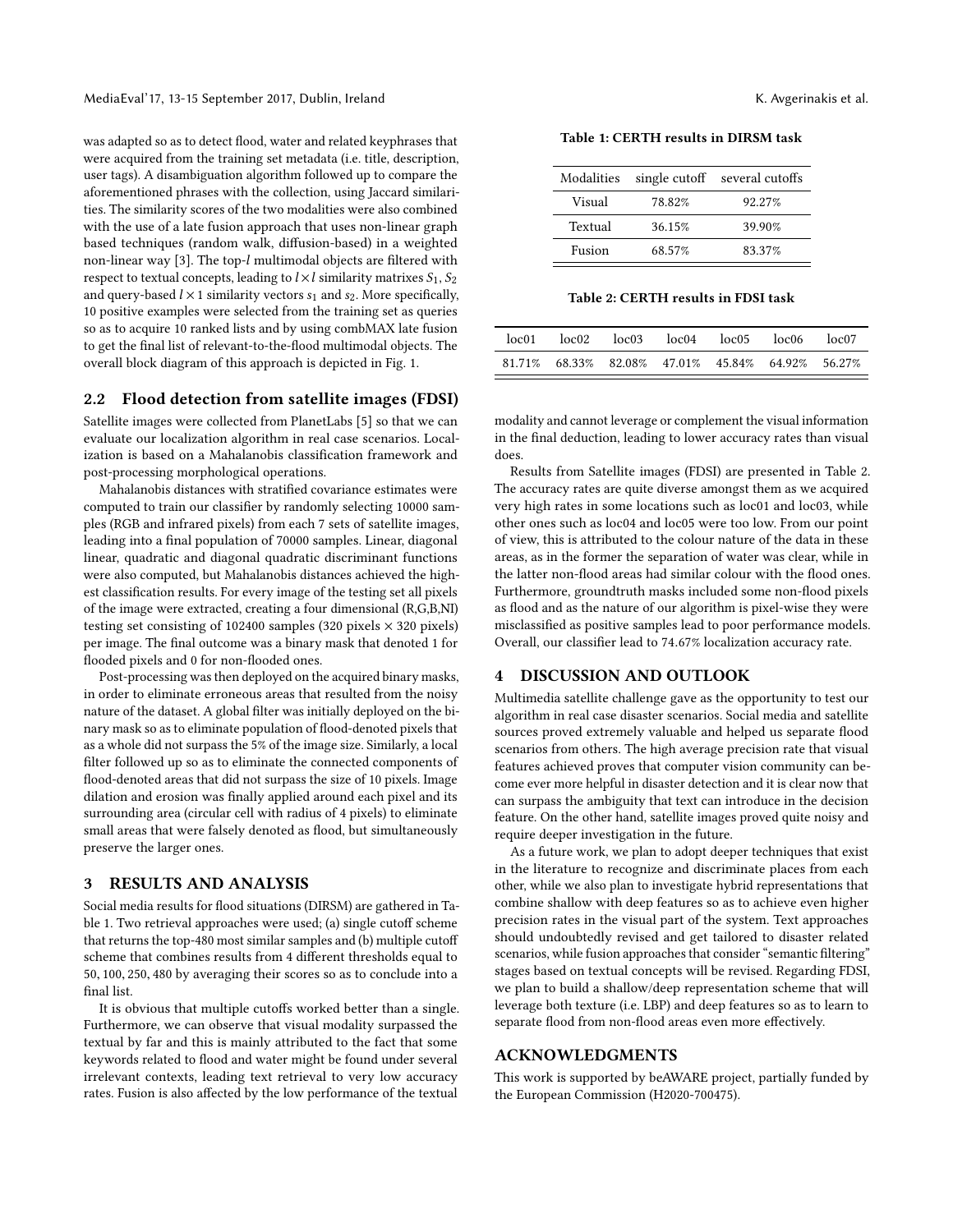was adapted so as to detect flood, water and related keyphrases that were acquired from the training set metadata (i.e. title, description, user tags). A disambiguation algorithm followed up to compare the aforementioned phrases with the collection, using Jaccard similarities. The similarity scores of the two modalities were also combined with the use of a late fusion approach that uses non-linear graph based techniques (random walk, diffusion-based) in a weighted non-linear way [3]. The top-$l$ multimodal objects are filtered with respect to textual concepts, leading to $l \times l$ similarity matrixes $S_1$, $S_2$ and query-based $l \times 1$ similarity vectors $s_1$ and $s_2$. More specifically, 10 positive examples were selected from the training set as queries so as to acquire 10 ranked lists and by using combMAX late fusion to get the final list of relevant-to-the-flood multimodal objects. The overall block diagram of this approach is depicted in Fig. 1.

## 2.2 Flood detection from satellite images (FDSI)

Satellite images were collected from PlanetLabs [5] so that we can evaluate our localization algorithm in real case scenarios. Localization is based on a Mahalanobis classification framework and post-processing morphological operations.

Mahalanobis distances with stratified covariance estimates were computed to train our classifier by randomly selecting 10000 samples (RGB and infrared pixels) from each 7 sets of satellite images, leading into a final population of 70000 samples. Linear, diagonal linear, quadratic and diagonal quadratic discriminant functions were also computed, but Mahalanobis distances achieved the highest classification results. For every image of the testing set all pixels of the image were extracted, creating a four dimensional (R,G,B,NI) testing set consisting of 102400 samples (320 pixels × 320 pixels) per image. The final outcome was a binary mask that denoted 1 for flooded pixels and 0 for non-flooded ones.

Post-processing was then deployed on the acquired binary masks, in order to eliminate erroneous areas that resulted from the noisy nature of the dataset. A global filter was initially deployed on the binary mask so as to eliminate population of flood-denoted pixels that as a whole did not surpass the 5% of the image size. Similarly, a local filter followed up so as to eliminate the connected components of flood-denoted areas that did not surpass the size of 10 pixels. Image dilation and erosion was finally applied around each pixel and its surrounding area (circular cell with radius of 4 pixels) to eliminate small areas that were falsely denoted as flood, but simultaneously preserve the larger ones.

# 3 RESULTS AND ANALYSIS

Social media results for flood situations (DIRSM) are gathered in Table 1. Two retrieval approaches were used; (a) single cutoff scheme that returns the top-480 most similar samples and (b) multiple cutoff scheme that combines results from 4 different thresholds equal to 50, 100, 250, 480 by averaging their scores so as to conclude into a final list.

It is obvious that multiple cutoffs worked better than a single. Furthermore, we can observe that visual modality surpassed the textual by far and this is mainly attributed to the fact that some keywords related to flood and water might be found under several irrelevant contexts, leading text retrieval to very low accuracy rates. Fusion is also affected by the low performance of the textual modality and cannot leverage or complement the visual information in the final deduction, leading to lower accuracy rates than visual does.

**Table 1: CERTH results in DIRSM task**

| Modalities | single cutoff | several cutoffs |
|---|---|---|
| Visual | 78.82% | 92.27% |
| Textual | 36.15% | 39.90% |
| Fusion | 68.57% | 83.37% |

**Table 2: CERTH results in FDSI task**

| loc01 | loc02 | loc03 | loc04 | loc05 | loc06 | loc07 |
|---|---|---|---|---|---|---|
| 81.71% | 68.33% | 82.08% | 47.01% | 45.84% | 64.92% | 56.27% |

Results from Satellite images (FDSI) are presented in Table 2. The accuracy rates are quite diverse amongst them as we acquired very high rates in some locations such as loc01 and loc03, while other ones such as loc04 and loc05 were too low. From our point of view, this is attributed to the colour nature of the data in these areas, as in the former the separation of water was clear, while in the latter non-flood areas had similar colour with the flood ones. Furthermore, groundtruth masks included some non-flood pixels as flood and as the nature of our algorithm is pixel-wise they were misclassified as positive samples lead to poor performance models. Overall, our classifier lead to 74.67% localization accuracy rate.

# 4 DISCUSSION AND OUTLOOK

Multimedia satellite challenge gave as the opportunity to test our algorithm in real case disaster scenarios. Social media and satellite sources proved extremely valuable and helped us separate flood scenarios from others. The high average precision rate that visual features achieved proves that computer vision community can become ever more helpful in disaster detection and it is clear now that can surpass the ambiguity that text can introduce in the decision feature. On the other hand, satellite images proved quite noisy and require deeper investigation in the future.

As a future work, we plan to adopt deeper techniques that exist in the literature to recognize and discriminate places from each other, while we also plan to investigate hybrid representations that combine shallow with deep features so as to achieve even higher precision rates in the visual part of the system. Text approaches should undoubtedly revised and get tailored to disaster related scenarios, while fusion approaches that consider "semantic filtering" stages based on textual concepts will be revised. Regarding FDSI, we plan to build a shallow/deep representation scheme that will leverage both texture (i.e. LBP) and deep features so as to learn to separate flood from non-flood areas even more effectively.

# ACKNOWLEDGMENTS

This work is supported by beAWARE project, partially funded by the European Commission (H2020-700475).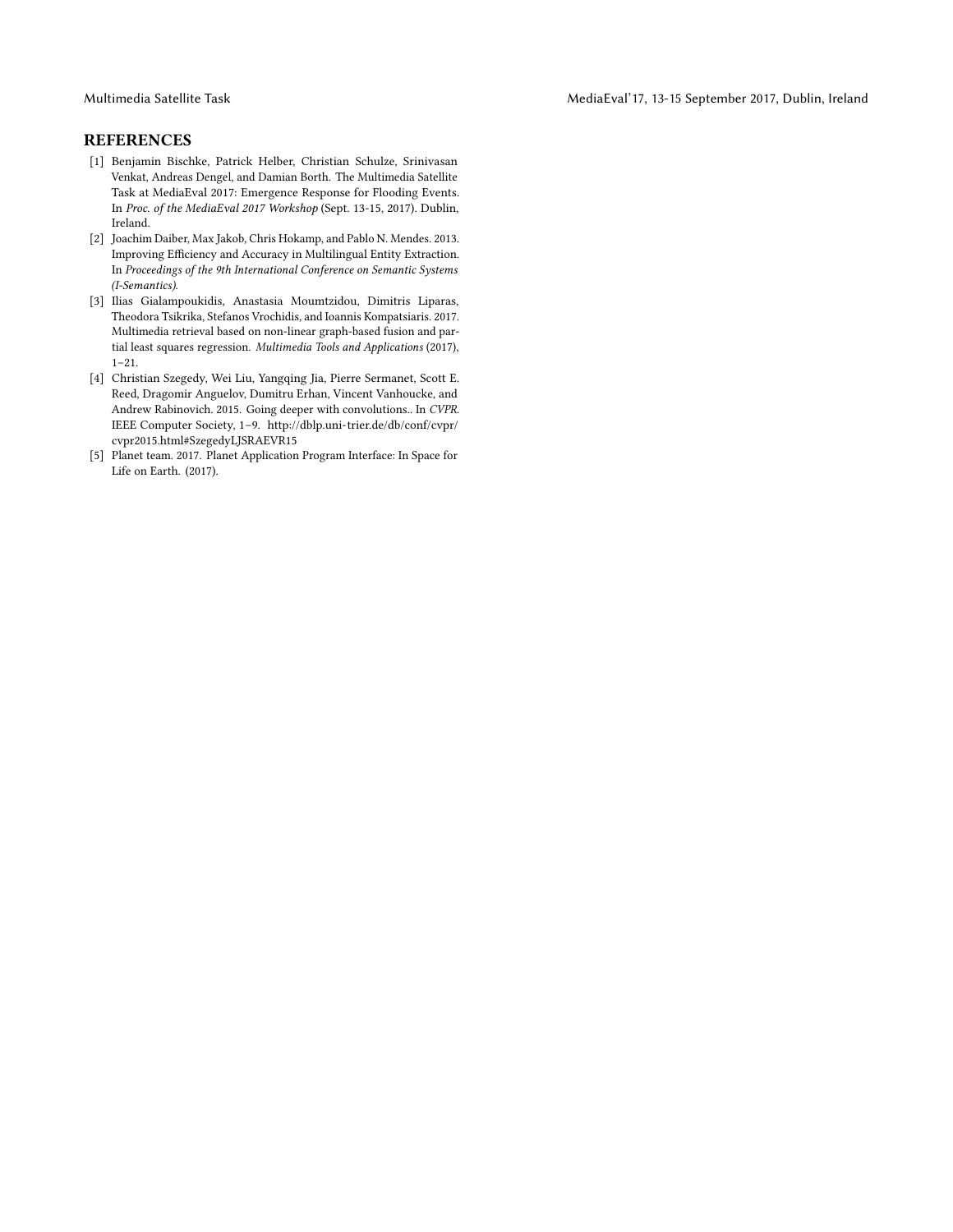## REFERENCES

[1] Benjamin Bischke, Patrick Helber, Christian Schulze, Srinivasan Venkat, Andreas Dengel, and Damian Borth. The Multimedia Satellite Task at MediaEval 2017: Emergence Response for Flooding Events. In *Proc. of the MediaEval 2017 Workshop* (Sept. 13-15, 2017). Dublin, Ireland.

[2] Joachim Daiber, Max Jakob, Chris Hokamp, and Pablo N. Mendes. 2013. Improving Efficiency and Accuracy in Multilingual Entity Extraction. In *Proceedings of the 9th International Conference on Semantic Systems (I-Semantics)*.

[3] Ilias Gialampoukidis, Anastasia Moumtzidou, Dimitris Liparas, Theodora Tsikrika, Stefanos Vrochidis, and Ioannis Kompatsiaris. 2017. Multimedia retrieval based on non-linear graph-based fusion and partial least squares regression. *Multimedia Tools and Applications* (2017), 1–21.

[4] Christian Szegedy, Wei Liu, Yangqing Jia, Pierre Sermanet, Scott E. Reed, Dragomir Anguelov, Dumitru Erhan, Vincent Vanhoucke, and Andrew Rabinovich. 2015. Going deeper with convolutions.. In *CVPR*. IEEE Computer Society, 1–9. http://dblp.uni-trier.de/db/conf/cvpr/cvpr2015.html#SzegedyLJSRAEVR15

[5] Planet team. 2017. Planet Application Program Interface: In Space for Life on Earth. (2017).